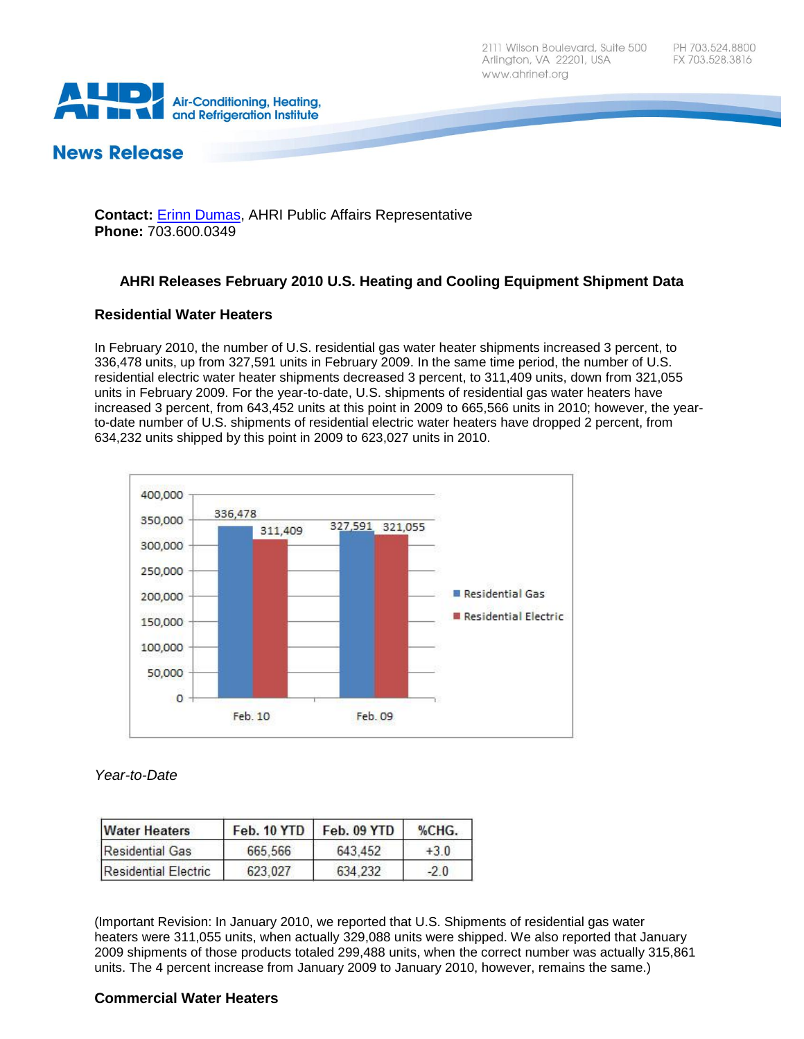2111 Wilson Boulevard, Suite 500
Arlington, VA 22201, USA
www.ahrinet.org

PH 703.524.8800
FX 703.528.3816

Air-Conditioning, Heating, and Refrigeration Institute

**News Release**

**Contact:** Erinn Dumas, AHRI Public Affairs Representative
**Phone:** 703.600.0349

## AHRI Releases February 2010 U.S. Heating and Cooling Equipment Shipment Data

### Residential Water Heaters

In February 2010, the number of U.S. residential gas water heater shipments increased 3 percent, to 336,478 units, up from 327,591 units in February 2009. In the same time period, the number of U.S. residential electric water heater shipments decreased 3 percent, to 311,409 units, down from 321,055 units in February 2009. For the year-to-date, U.S. shipments of residential gas water heaters have increased 3 percent, from 643,452 units at this point in 2009 to 665,566 units in 2010; however, the year-to-date number of U.S. shipments of residential electric water heaters have dropped 2 percent, from 634,232 units shipped by this point in 2009 to 623,027 units in 2010.

| | Residential Gas | Residential Electric |
|---|---|---|
| Feb. 10 | 336,478 | 311,409 |
| Feb. 09 | 327,591 | 321,055 |

*Year-to-Date*

| Water Heaters | Feb. 10 YTD | Feb. 09 YTD | %CHG. |
|---|---|---|---|
| Residential Gas | 665,566 | 643,452 | +3.0 |
| Residential Electric | 623,027 | 634,232 | -2.0 |

(Important Revision: In January 2010, we reported that U.S. Shipments of residential gas water heaters were 311,055 units, when actually 329,088 units were shipped. We also reported that January 2009 shipments of those products totaled 299,488 units, when the correct number was actually 315,861 units. The 4 percent increase from January 2009 to January 2010, however, remains the same.)

### Commercial Water Heaters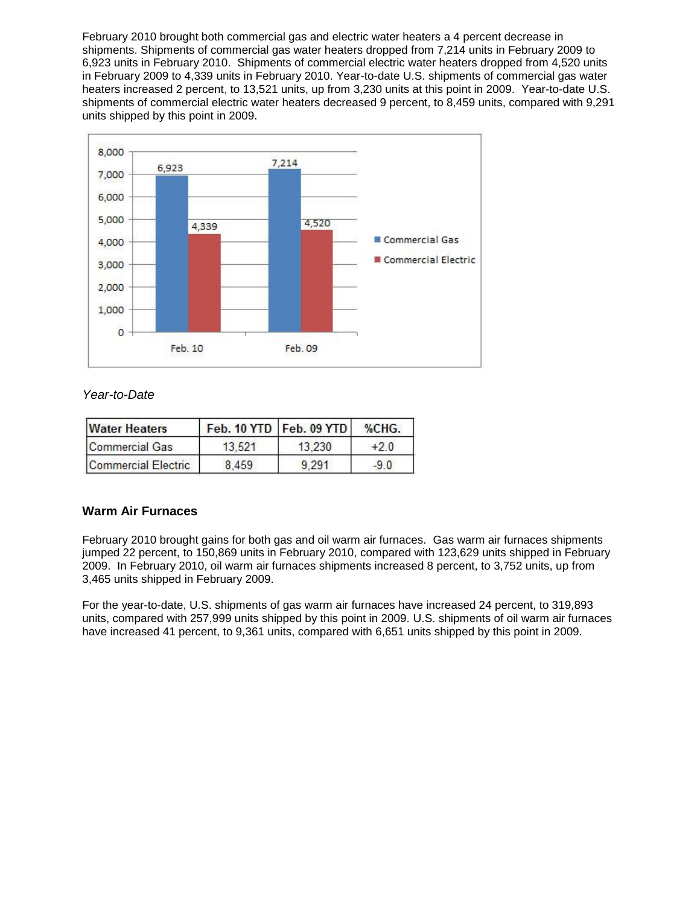February 2010 brought both commercial gas and electric water heaters a 4 percent decrease in shipments. Shipments of commercial gas water heaters dropped from 7,214 units in February 2009 to 6,923 units in February 2010. Shipments of commercial electric water heaters dropped from 4,520 units in February 2009 to 4,339 units in February 2010. Year-to-date U.S. shipments of commercial gas water heaters increased 2 percent, to 13,521 units, up from 3,230 units at this point in 2009. Year-to-date U.S. shipments of commercial electric water heaters decreased 9 percent, to 8,459 units, compared with 9,291 units shipped by this point in 2009.

| | Commercial Gas | Commercial Electric |
|---|---|---|
| Feb. 10 | 6,923 | 4,339 |
| Feb. 09 | 7,214 | 4,520 |

*Year-to-Date*

| Water Heaters | Feb. 10 YTD | Feb. 09 YTD | %CHG. |
|---|---|---|---|
| Commercial Gas | 13,521 | 13,230 | +2.0 |
| Commercial Electric | 8,459 | 9,291 | -9.0 |

### Warm Air Furnaces

February 2010 brought gains for both gas and oil warm air furnaces. Gas warm air furnaces shipments jumped 22 percent, to 150,869 units in February 2010, compared with 123,629 units shipped in February 2009. In February 2010, oil warm air furnaces shipments increased 8 percent, to 3,752 units, up from 3,465 units shipped in February 2009.

For the year-to-date, U.S. shipments of gas warm air furnaces have increased 24 percent, to 319,893 units, compared with 257,999 units shipped by this point in 2009. U.S. shipments of oil warm air furnaces have increased 41 percent, to 9,361 units, compared with 6,651 units shipped by this point in 2009.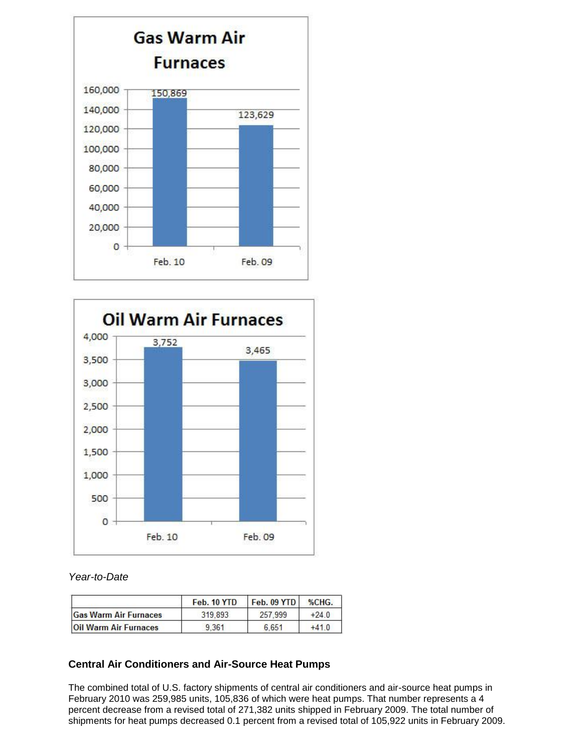**Gas Warm Air Furnaces**

| | Feb. 10 | Feb. 09 |
|---|---|---|
| Gas Warm Air Furnaces | 150,869 | 123,629 |

**Oil Warm Air Furnaces**

| | Feb. 10 | Feb. 09 |
|---|---|---|
| Oil Warm Air Furnaces | 3,752 | 3,465 |

*Year-to-Date*

| | Feb. 10 YTD | Feb. 09 YTD | %CHG. |
|---|---|---|---|
| Gas Warm Air Furnaces | 319,893 | 257,999 | +24.0 |
| Oil Warm Air Furnaces | 9,361 | 6,651 | +41.0 |

### Central Air Conditioners and Air-Source Heat Pumps

The combined total of U.S. factory shipments of central air conditioners and air-source heat pumps in February 2010 was 259,985 units, 105,836 of which were heat pumps. That number represents a 4 percent decrease from a revised total of 271,382 units shipped in February 2009. The total number of shipments for heat pumps decreased 0.1 percent from a revised total of 105,922 units in February 2009.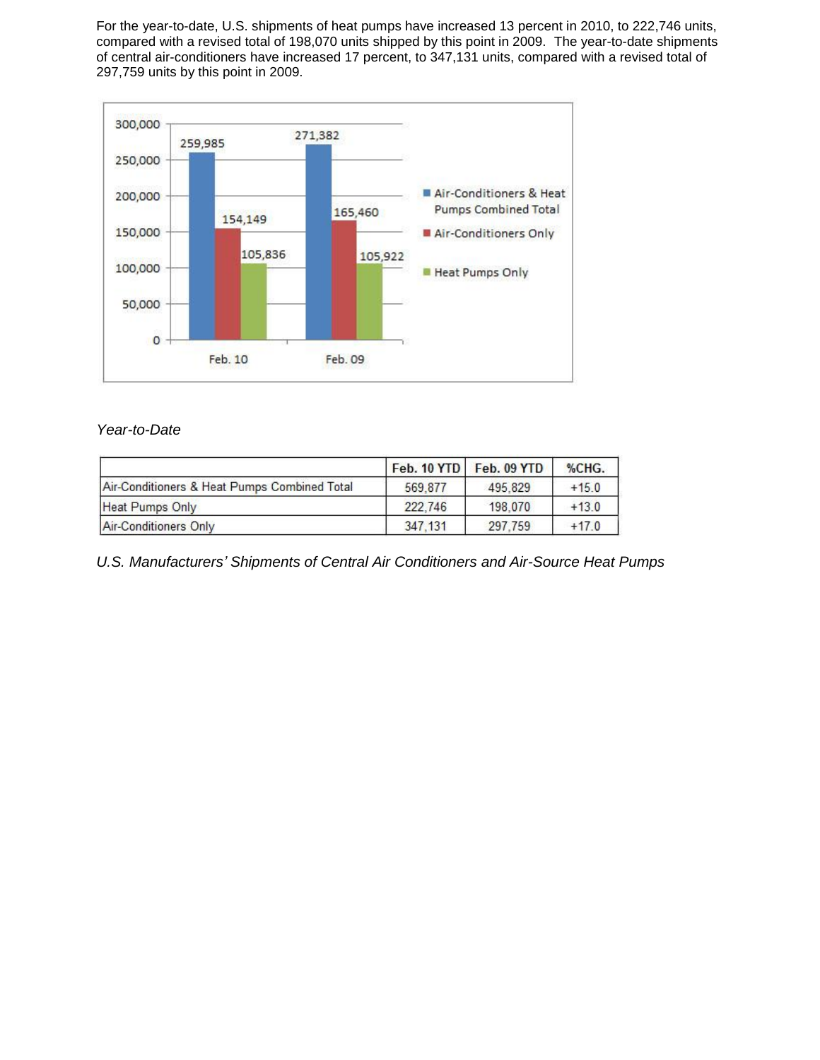For the year-to-date, U.S. shipments of heat pumps have increased 13 percent in 2010, to 222,746 units, compared with a revised total of 198,070 units shipped by this point in 2009. The year-to-date shipments of central air-conditioners have increased 17 percent, to 347,131 units, compared with a revised total of 297,759 units by this point in 2009.

| | Feb. 10 | Feb. 09 |
|---|---|---|
| Air-Conditioners & Heat Pumps Combined Total | 259,985 | 271,382 |
| Air-Conditioners Only | 154,149 | 165,460 |
| Heat Pumps Only | 105,836 | 105,922 |

*Year-to-Date*

| | Feb. 10 YTD | Feb. 09 YTD | %CHG. |
|---|---|---|---|
| Air-Conditioners & Heat Pumps Combined Total | 569,877 | 495,829 | +15.0 |
| Heat Pumps Only | 222,746 | 198,070 | +13.0 |
| Air-Conditioners Only | 347,131 | 297,759 | +17.0 |

*U.S. Manufacturers' Shipments of Central Air Conditioners and Air-Source Heat Pumps*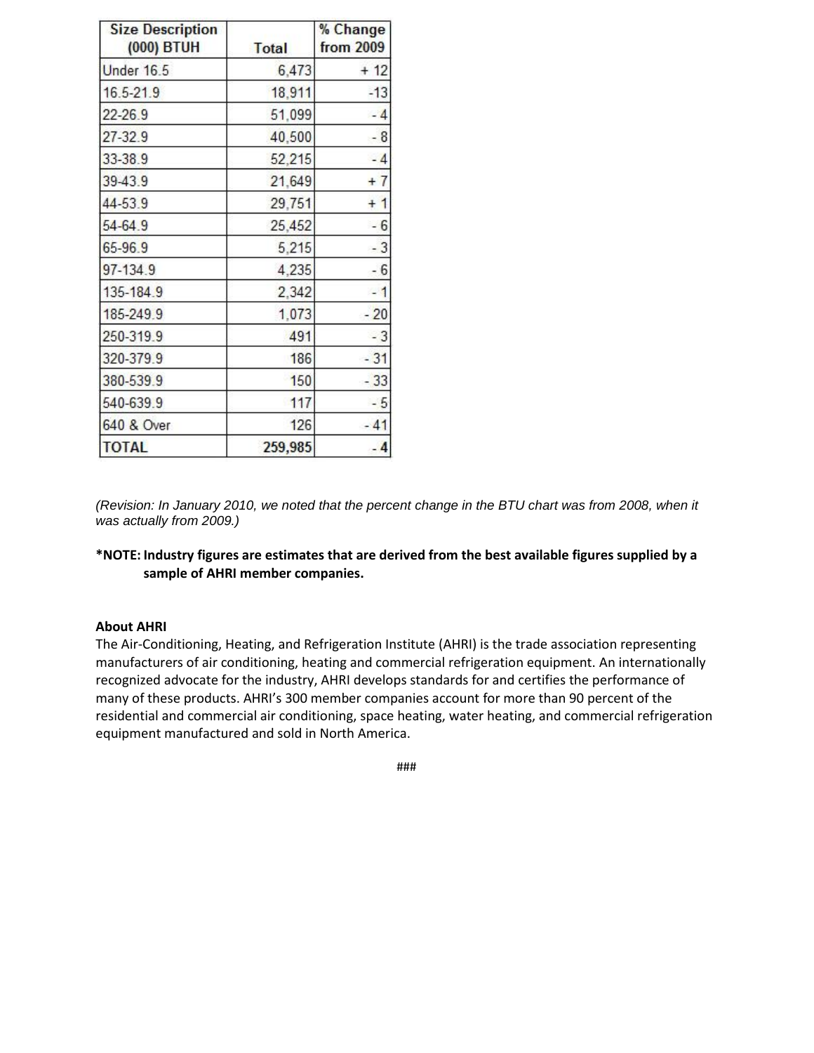| Size Description (000) BTUH | Total | % Change from 2009 |
|---|---|---|
| Under 16.5 | 6,473 | + 12 |
| 16.5-21.9 | 18,911 | -13 |
| 22-26.9 | 51,099 | - 4 |
| 27-32.9 | 40,500 | - 8 |
| 33-38.9 | 52,215 | - 4 |
| 39-43.9 | 21,649 | + 7 |
| 44-53.9 | 29,751 | + 1 |
| 54-64.9 | 25,452 | - 6 |
| 65-96.9 | 5,215 | - 3 |
| 97-134.9 | 4,235 | - 6 |
| 135-184.9 | 2,342 | - 1 |
| 185-249.9 | 1,073 | - 20 |
| 250-319.9 | 491 | - 3 |
| 320-379.9 | 186 | - 31 |
| 380-539.9 | 150 | - 33 |
| 540-639.9 | 117 | - 5 |
| 640 & Over | 126 | - 41 |
| **TOTAL** | **259,985** | **- 4** |

*(Revision: In January 2010, we noted that the percent change in the BTU chart was from 2008, when it was actually from 2009.)*

**\*NOTE: Industry figures are estimates that are derived from the best available figures supplied by a sample of AHRI member companies.**

**About AHRI**

The Air-Conditioning, Heating, and Refrigeration Institute (AHRI) is the trade association representing manufacturers of air conditioning, heating and commercial refrigeration equipment. An internationally recognized advocate for the industry, AHRI develops standards for and certifies the performance of many of these products. AHRI's 300 member companies account for more than 90 percent of the residential and commercial air conditioning, space heating, water heating, and commercial refrigeration equipment manufactured and sold in North America.

###